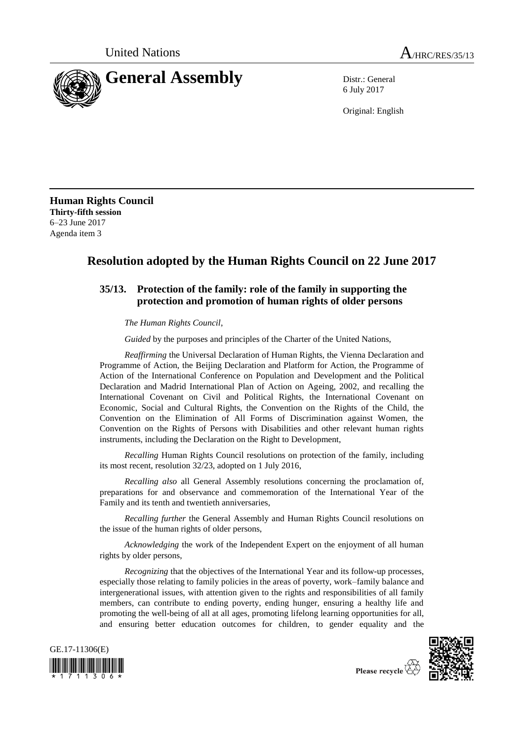United Nations A/HRC/RES/35/13

# General Assembly

Distr.: General
6 July 2017

Original: English

**Human Rights Council**
**Thirty-fifth session**
6–23 June 2017
Agenda item 3

## Resolution adopted by the Human Rights Council on 22 June 2017

### 35/13. Protection of the family: role of the family in supporting the protection and promotion of human rights of older persons

*The Human Rights Council*,

*Guided* by the purposes and principles of the Charter of the United Nations,

*Reaffirming* the Universal Declaration of Human Rights, the Vienna Declaration and Programme of Action, the Beijing Declaration and Platform for Action, the Programme of Action of the International Conference on Population and Development and the Political Declaration and Madrid International Plan of Action on Ageing, 2002, and recalling the International Covenant on Civil and Political Rights, the International Covenant on Economic, Social and Cultural Rights, the Convention on the Rights of the Child, the Convention on the Elimination of All Forms of Discrimination against Women, the Convention on the Rights of Persons with Disabilities and other relevant human rights instruments, including the Declaration on the Right to Development,

*Recalling* Human Rights Council resolutions on protection of the family, including its most recent, resolution 32/23, adopted on 1 July 2016,

*Recalling also* all General Assembly resolutions concerning the proclamation of, preparations for and observance and commemoration of the International Year of the Family and its tenth and twentieth anniversaries,

*Recalling further* the General Assembly and Human Rights Council resolutions on the issue of the human rights of older persons,

*Acknowledging* the work of the Independent Expert on the enjoyment of all human rights by older persons,

*Recognizing* that the objectives of the International Year and its follow-up processes, especially those relating to family policies in the areas of poverty, work–family balance and intergenerational issues, with attention given to the rights and responsibilities of all family members, can contribute to ending poverty, ending hunger, ensuring a healthy life and promoting the well-being of all at all ages, promoting lifelong learning opportunities for all, and ensuring better education outcomes for children, to gender equality and the

GE.17-11306(E)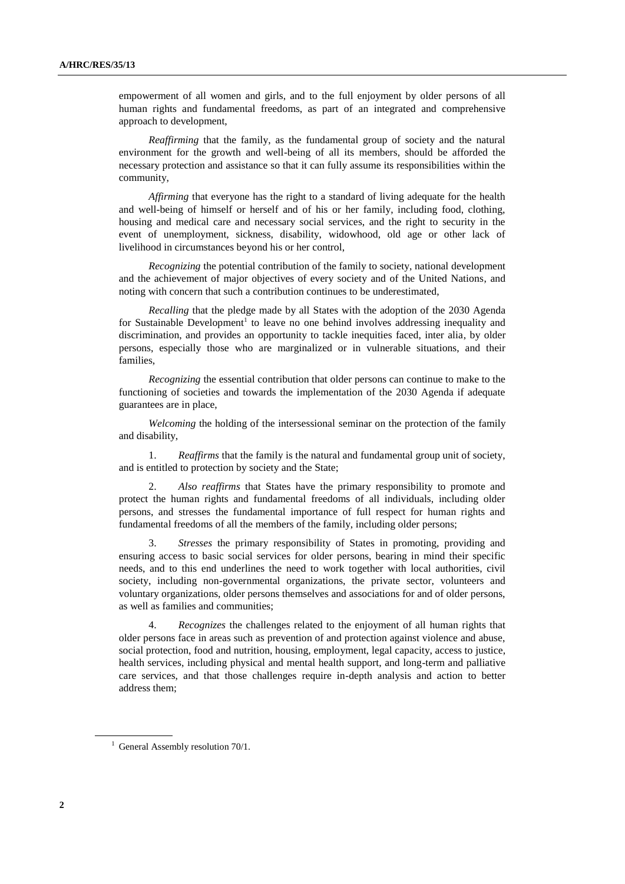empowerment of all women and girls, and to the full enjoyment by older persons of all human rights and fundamental freedoms, as part of an integrated and comprehensive approach to development,

*Reaffirming* that the family, as the fundamental group of society and the natural environment for the growth and well-being of all its members, should be afforded the necessary protection and assistance so that it can fully assume its responsibilities within the community,

*Affirming* that everyone has the right to a standard of living adequate for the health and well-being of himself or herself and of his or her family, including food, clothing, housing and medical care and necessary social services, and the right to security in the event of unemployment, sickness, disability, widowhood, old age or other lack of livelihood in circumstances beyond his or her control,

*Recognizing* the potential contribution of the family to society, national development and the achievement of major objectives of every society and of the United Nations, and noting with concern that such a contribution continues to be underestimated,

*Recalling* that the pledge made by all States with the adoption of the 2030 Agenda for Sustainable Development[1] to leave no one behind involves addressing inequality and discrimination, and provides an opportunity to tackle inequities faced, inter alia, by older persons, especially those who are marginalized or in vulnerable situations, and their families,

*Recognizing* the essential contribution that older persons can continue to make to the functioning of societies and towards the implementation of the 2030 Agenda if adequate guarantees are in place,

*Welcoming* the holding of the intersessional seminar on the protection of the family and disability,

1. *Reaffirms* that the family is the natural and fundamental group unit of society, and is entitled to protection by society and the State;

2. *Also reaffirms* that States have the primary responsibility to promote and protect the human rights and fundamental freedoms of all individuals, including older persons, and stresses the fundamental importance of full respect for human rights and fundamental freedoms of all the members of the family, including older persons;

3. *Stresses* the primary responsibility of States in promoting, providing and ensuring access to basic social services for older persons, bearing in mind their specific needs, and to this end underlines the need to work together with local authorities, civil society, including non-governmental organizations, the private sector, volunteers and voluntary organizations, older persons themselves and associations for and of older persons, as well as families and communities;

4. *Recognizes* the challenges related to the enjoyment of all human rights that older persons face in areas such as prevention of and protection against violence and abuse, social protection, food and nutrition, housing, employment, legal capacity, access to justice, health services, including physical and mental health support, and long-term and palliative care services, and that those challenges require in-depth analysis and action to better address them;

[1] General Assembly resolution 70/1.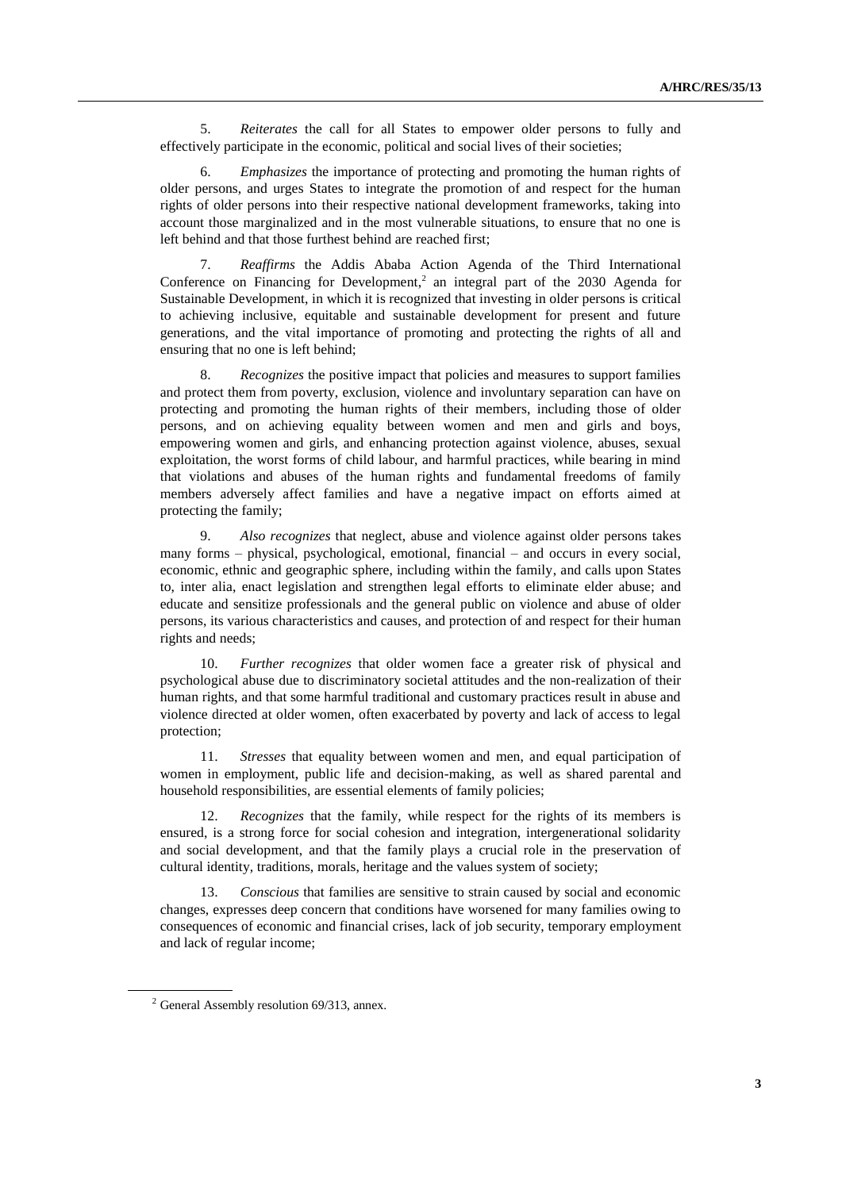5. *Reiterates* the call for all States to empower older persons to fully and effectively participate in the economic, political and social lives of their societies;

6. *Emphasizes* the importance of protecting and promoting the human rights of older persons, and urges States to integrate the promotion of and respect for the human rights of older persons into their respective national development frameworks, taking into account those marginalized and in the most vulnerable situations, to ensure that no one is left behind and that those furthest behind are reached first;

7. *Reaffirms* the Addis Ababa Action Agenda of the Third International Conference on Financing for Development,[2] an integral part of the 2030 Agenda for Sustainable Development, in which it is recognized that investing in older persons is critical to achieving inclusive, equitable and sustainable development for present and future generations, and the vital importance of promoting and protecting the rights of all and ensuring that no one is left behind;

8. *Recognizes* the positive impact that policies and measures to support families and protect them from poverty, exclusion, violence and involuntary separation can have on protecting and promoting the human rights of their members, including those of older persons, and on achieving equality between women and men and girls and boys, empowering women and girls, and enhancing protection against violence, abuses, sexual exploitation, the worst forms of child labour, and harmful practices, while bearing in mind that violations and abuses of the human rights and fundamental freedoms of family members adversely affect families and have a negative impact on efforts aimed at protecting the family;

9. *Also recognizes* that neglect, abuse and violence against older persons takes many forms – physical, psychological, emotional, financial – and occurs in every social, economic, ethnic and geographic sphere, including within the family, and calls upon States to, inter alia, enact legislation and strengthen legal efforts to eliminate elder abuse; and educate and sensitize professionals and the general public on violence and abuse of older persons, its various characteristics and causes, and protection of and respect for their human rights and needs;

10. *Further recognizes* that older women face a greater risk of physical and psychological abuse due to discriminatory societal attitudes and the non-realization of their human rights, and that some harmful traditional and customary practices result in abuse and violence directed at older women, often exacerbated by poverty and lack of access to legal protection;

11. *Stresses* that equality between women and men, and equal participation of women in employment, public life and decision-making, as well as shared parental and household responsibilities, are essential elements of family policies;

12. *Recognizes* that the family, while respect for the rights of its members is ensured, is a strong force for social cohesion and integration, intergenerational solidarity and social development, and that the family plays a crucial role in the preservation of cultural identity, traditions, morals, heritage and the values system of society;

13. *Conscious* that families are sensitive to strain caused by social and economic changes, expresses deep concern that conditions have worsened for many families owing to consequences of economic and financial crises, lack of job security, temporary employment and lack of regular income;

[2] General Assembly resolution 69/313, annex.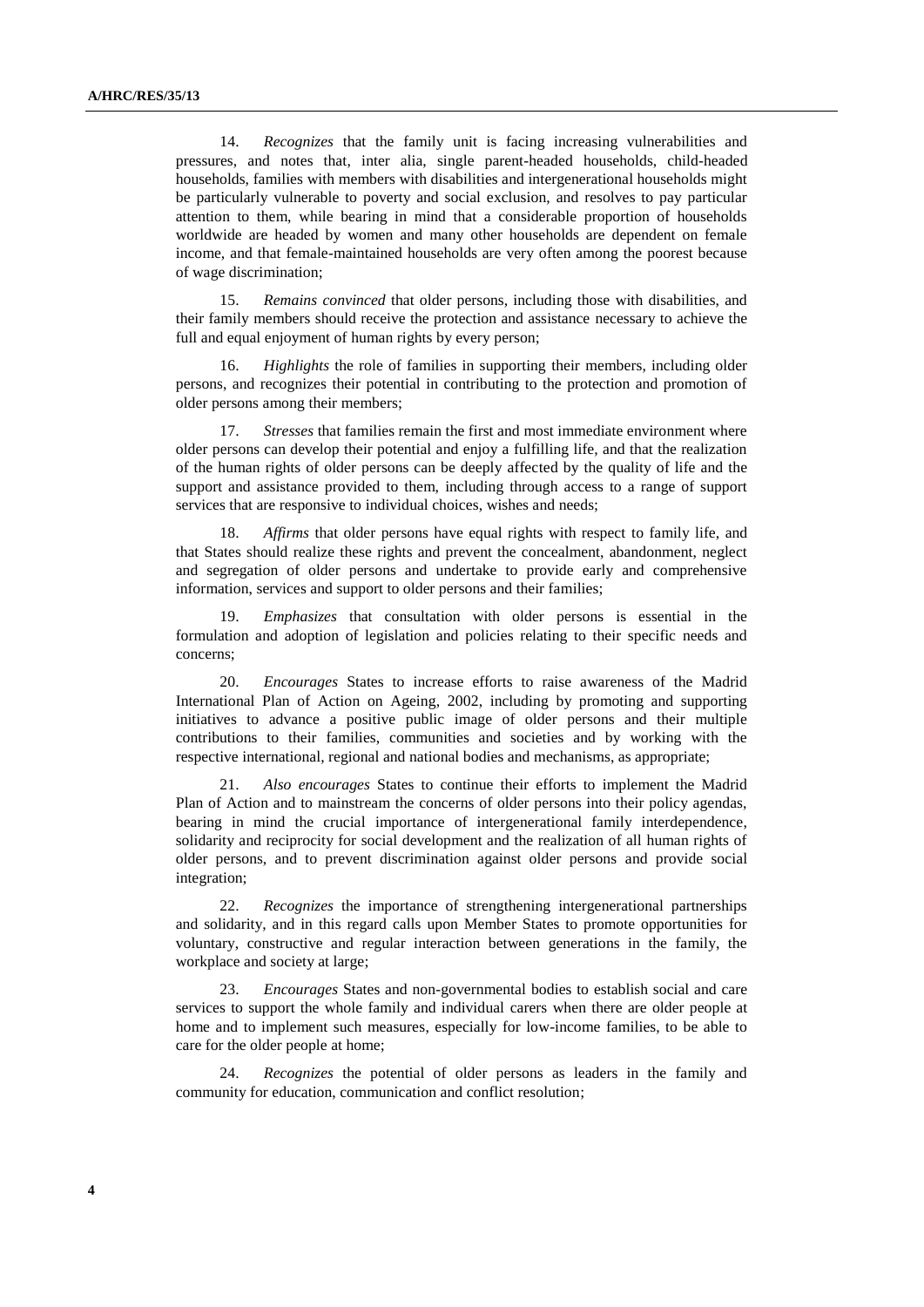14. *Recognizes* that the family unit is facing increasing vulnerabilities and pressures, and notes that, inter alia, single parent-headed households, child-headed households, families with members with disabilities and intergenerational households might be particularly vulnerable to poverty and social exclusion, and resolves to pay particular attention to them, while bearing in mind that a considerable proportion of households worldwide are headed by women and many other households are dependent on female income, and that female-maintained households are very often among the poorest because of wage discrimination;

15. *Remains convinced* that older persons, including those with disabilities, and their family members should receive the protection and assistance necessary to achieve the full and equal enjoyment of human rights by every person;

16. *Highlights* the role of families in supporting their members, including older persons, and recognizes their potential in contributing to the protection and promotion of older persons among their members;

17. *Stresses* that families remain the first and most immediate environment where older persons can develop their potential and enjoy a fulfilling life, and that the realization of the human rights of older persons can be deeply affected by the quality of life and the support and assistance provided to them, including through access to a range of support services that are responsive to individual choices, wishes and needs;

18. *Affirms* that older persons have equal rights with respect to family life, and that States should realize these rights and prevent the concealment, abandonment, neglect and segregation of older persons and undertake to provide early and comprehensive information, services and support to older persons and their families;

19. *Emphasizes* that consultation with older persons is essential in the formulation and adoption of legislation and policies relating to their specific needs and concerns;

20. *Encourages* States to increase efforts to raise awareness of the Madrid International Plan of Action on Ageing, 2002, including by promoting and supporting initiatives to advance a positive public image of older persons and their multiple contributions to their families, communities and societies and by working with the respective international, regional and national bodies and mechanisms, as appropriate;

21. *Also encourages* States to continue their efforts to implement the Madrid Plan of Action and to mainstream the concerns of older persons into their policy agendas, bearing in mind the crucial importance of intergenerational family interdependence, solidarity and reciprocity for social development and the realization of all human rights of older persons, and to prevent discrimination against older persons and provide social integration;

22. *Recognizes* the importance of strengthening intergenerational partnerships and solidarity, and in this regard calls upon Member States to promote opportunities for voluntary, constructive and regular interaction between generations in the family, the workplace and society at large;

23. *Encourages* States and non-governmental bodies to establish social and care services to support the whole family and individual carers when there are older people at home and to implement such measures, especially for low-income families, to be able to care for the older people at home;

24. *Recognizes* the potential of older persons as leaders in the family and community for education, communication and conflict resolution;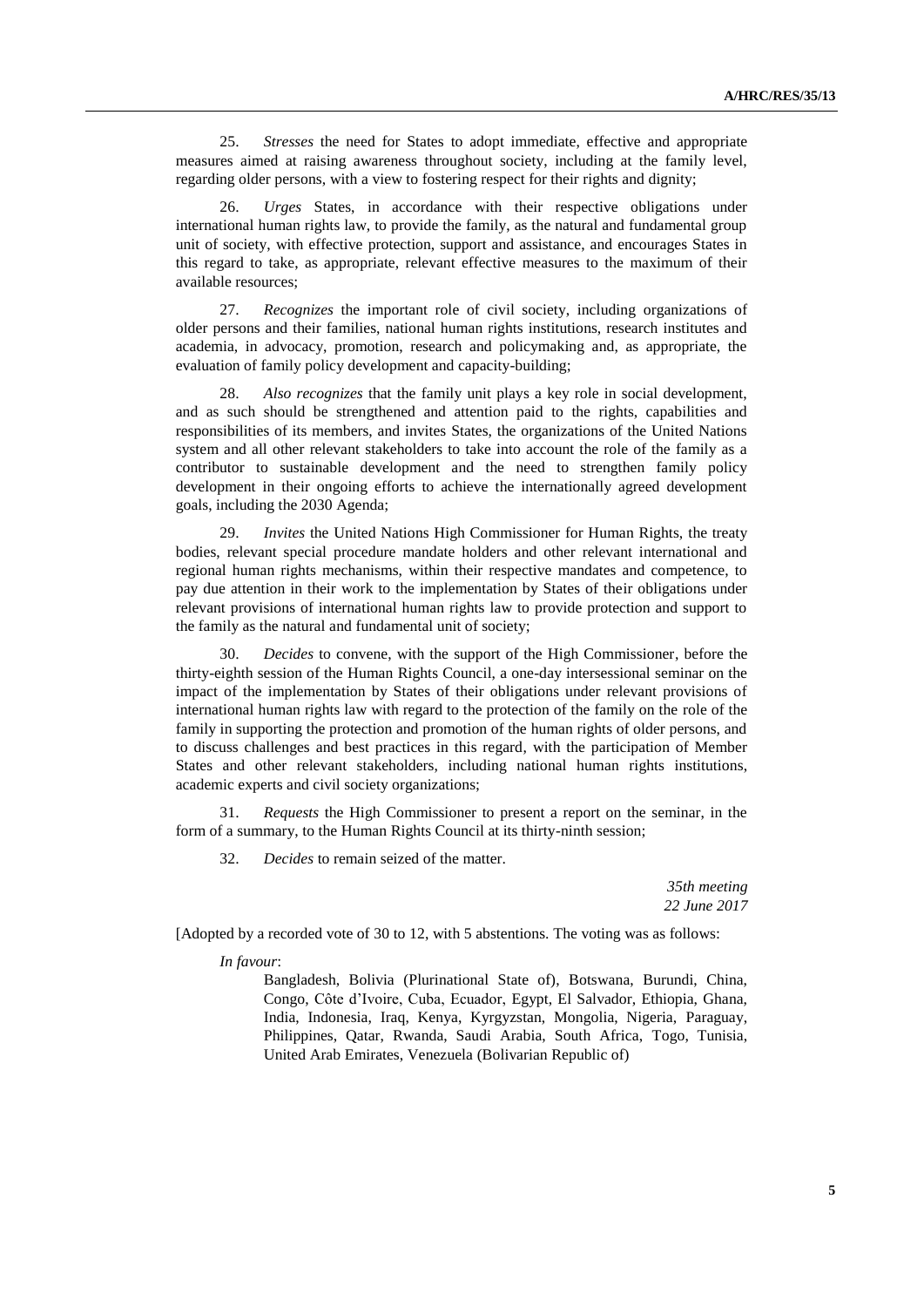25. *Stresses* the need for States to adopt immediate, effective and appropriate measures aimed at raising awareness throughout society, including at the family level, regarding older persons, with a view to fostering respect for their rights and dignity;

26. *Urges* States, in accordance with their respective obligations under international human rights law, to provide the family, as the natural and fundamental group unit of society, with effective protection, support and assistance, and encourages States in this regard to take, as appropriate, relevant effective measures to the maximum of their available resources;

27. *Recognizes* the important role of civil society, including organizations of older persons and their families, national human rights institutions, research institutes and academia, in advocacy, promotion, research and policymaking and, as appropriate, the evaluation of family policy development and capacity-building;

28. *Also recognizes* that the family unit plays a key role in social development, and as such should be strengthened and attention paid to the rights, capabilities and responsibilities of its members, and invites States, the organizations of the United Nations system and all other relevant stakeholders to take into account the role of the family as a contributor to sustainable development and the need to strengthen family policy development in their ongoing efforts to achieve the internationally agreed development goals, including the 2030 Agenda;

29. *Invites* the United Nations High Commissioner for Human Rights, the treaty bodies, relevant special procedure mandate holders and other relevant international and regional human rights mechanisms, within their respective mandates and competence, to pay due attention in their work to the implementation by States of their obligations under relevant provisions of international human rights law to provide protection and support to the family as the natural and fundamental unit of society;

30. *Decides* to convene, with the support of the High Commissioner, before the thirty-eighth session of the Human Rights Council, a one-day intersessional seminar on the impact of the implementation by States of their obligations under relevant provisions of international human rights law with regard to the protection of the family on the role of the family in supporting the protection and promotion of the human rights of older persons, and to discuss challenges and best practices in this regard, with the participation of Member States and other relevant stakeholders, including national human rights institutions, academic experts and civil society organizations;

31. *Requests* the High Commissioner to present a report on the seminar, in the form of a summary, to the Human Rights Council at its thirty-ninth session;

32. *Decides* to remain seized of the matter.

*35th meeting*
*22 June 2017*

[Adopted by a recorded vote of 30 to 12, with 5 abstentions. The voting was as follows:

*In favour*:

Bangladesh, Bolivia (Plurinational State of), Botswana, Burundi, China, Congo, Côte d'Ivoire, Cuba, Ecuador, Egypt, El Salvador, Ethiopia, Ghana, India, Indonesia, Iraq, Kenya, Kyrgyzstan, Mongolia, Nigeria, Paraguay, Philippines, Qatar, Rwanda, Saudi Arabia, South Africa, Togo, Tunisia, United Arab Emirates, Venezuela (Bolivarian Republic of)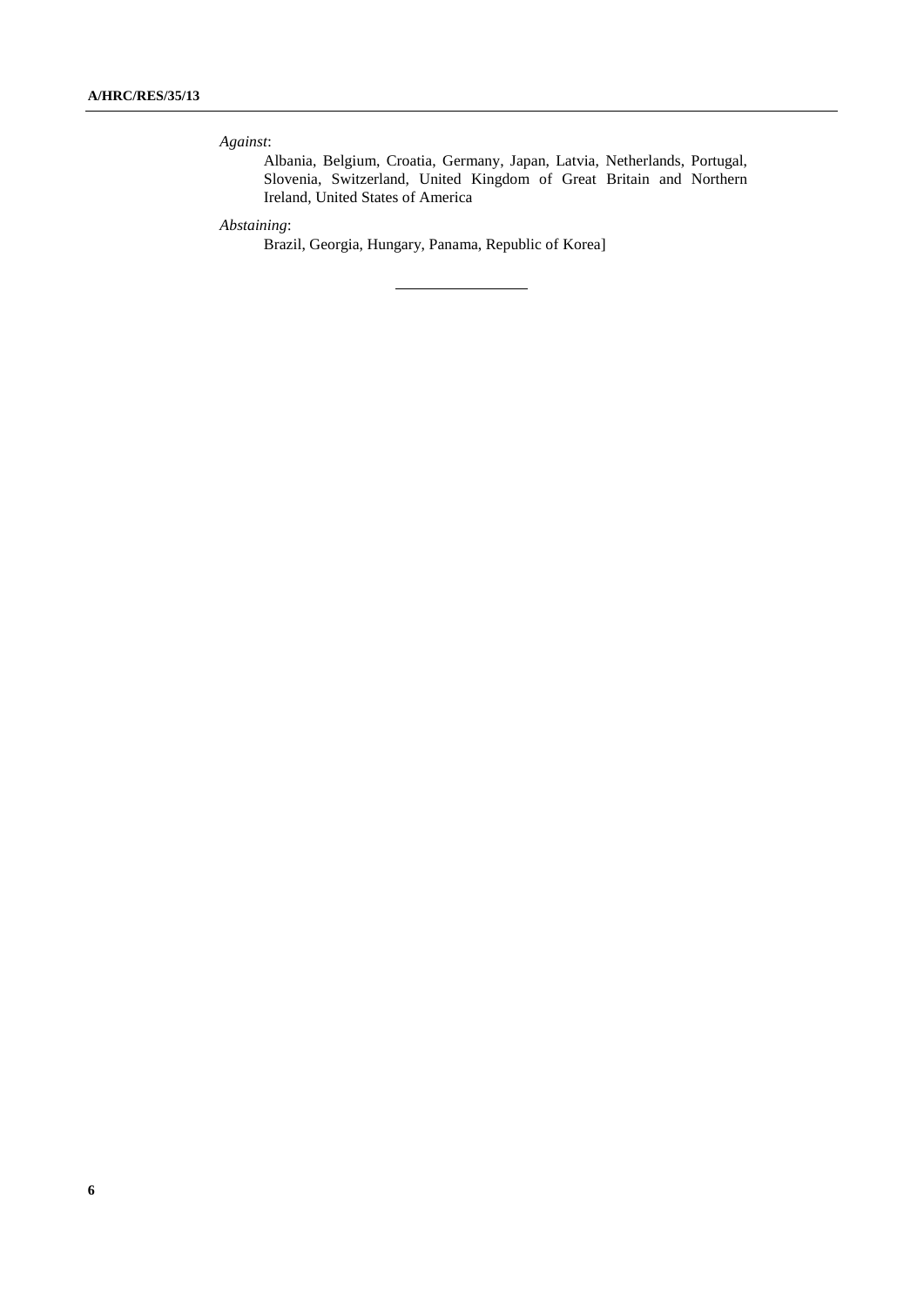*Against*:

Albania, Belgium, Croatia, Germany, Japan, Latvia, Netherlands, Portugal, Slovenia, Switzerland, United Kingdom of Great Britain and Northern Ireland, United States of America

*Abstaining*:

Brazil, Georgia, Hungary, Panama, Republic of Korea]